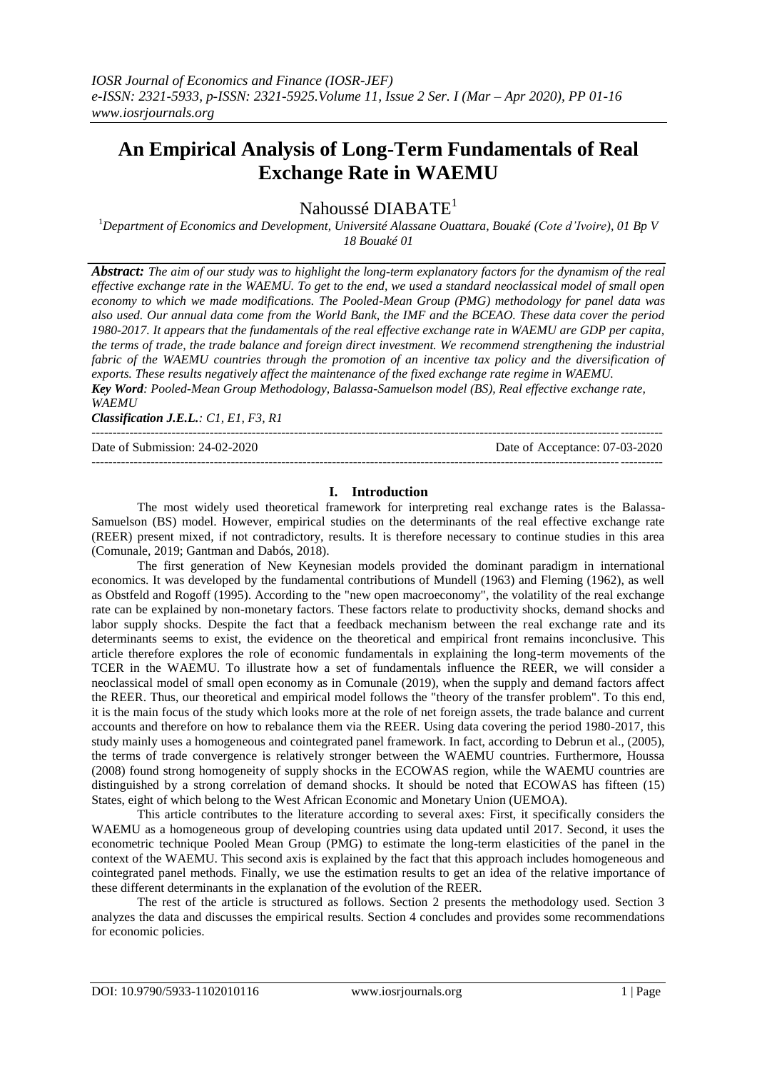# An Empirical Analysis of Long-Term Fundamentals of Real Exchange Rate in WAEMU

Nahoussé DIABATE[1]

[1]*Department of Economics and Development, Université Alassane Ouattara, Bouaké (Cote d'Ivoire), 01 Bp V 18 Bouaké 01*

***Abstract:*** *The aim of our study was to highlight the long-term explanatory factors for the dynamism of the real effective exchange rate in the WAEMU. To get to the end, we used a standard neoclassical model of small open economy to which we made modifications. The Pooled-Mean Group (PMG) methodology for panel data was also used. Our annual data come from the World Bank, the IMF and the BCEAO. These data cover the period 1980-2017. It appears that the fundamentals of the real effective exchange rate in WAEMU are GDP per capita, the terms of trade, the trade balance and foreign direct investment. We recommend strengthening the industrial fabric of the WAEMU countries through the promotion of an incentive tax policy and the diversification of exports. These results negatively affect the maintenance of the fixed exchange rate regime in WAEMU.*

***Key Word****: Pooled-Mean Group Methodology, Balassa-Samuelson model (BS), Real effective exchange rate, WAEMU*

***Classification J.E.L.****: C1, E1, F3, R1*

---

Date of Submission: 24-02-2020 Date of Acceptance: 07-03-2020

---

## I. Introduction

The most widely used theoretical framework for interpreting real exchange rates is the Balassa-Samuelson (BS) model. However, empirical studies on the determinants of the real effective exchange rate (REER) present mixed, if not contradictory, results. It is therefore necessary to continue studies in this area (Comunale, 2019; Gantman and Dabós, 2018).

The first generation of New Keynesian models provided the dominant paradigm in international economics. It was developed by the fundamental contributions of Mundell (1963) and Fleming (1962), as well as Obstfeld and Rogoff (1995). According to the "new open macroeconomy", the volatility of the real exchange rate can be explained by non-monetary factors. These factors relate to productivity shocks, demand shocks and labor supply shocks. Despite the fact that a feedback mechanism between the real exchange rate and its determinants seems to exist, the evidence on the theoretical and empirical front remains inconclusive. This article therefore explores the role of economic fundamentals in explaining the long-term movements of the TCER in the WAEMU. To illustrate how a set of fundamentals influence the REER, we will consider a neoclassical model of small open economy as in Comunale (2019), when the supply and demand factors affect the REER. Thus, our theoretical and empirical model follows the "theory of the transfer problem". To this end, it is the main focus of the study which looks more at the role of net foreign assets, the trade balance and current accounts and therefore on how to rebalance them via the REER. Using data covering the period 1980-2017, this study mainly uses a homogeneous and cointegrated panel framework. In fact, according to Debrun et al., (2005), the terms of trade convergence is relatively stronger between the WAEMU countries. Furthermore, Houssa (2008) found strong homogeneity of supply shocks in the ECOWAS region, while the WAEMU countries are distinguished by a strong correlation of demand shocks. It should be noted that ECOWAS has fifteen (15) States, eight of which belong to the West African Economic and Monetary Union (UEMOA).

This article contributes to the literature according to several axes: First, it specifically considers the WAEMU as a homogeneous group of developing countries using data updated until 2017. Second, it uses the econometric technique Pooled Mean Group (PMG) to estimate the long-term elasticities of the panel in the context of the WAEMU. This second axis is explained by the fact that this approach includes homogeneous and cointegrated panel methods. Finally, we use the estimation results to get an idea of the relative importance of these different determinants in the explanation of the evolution of the REER.

The rest of the article is structured as follows. Section 2 presents the methodology used. Section 3 analyzes the data and discusses the empirical results. Section 4 concludes and provides some recommendations for economic policies.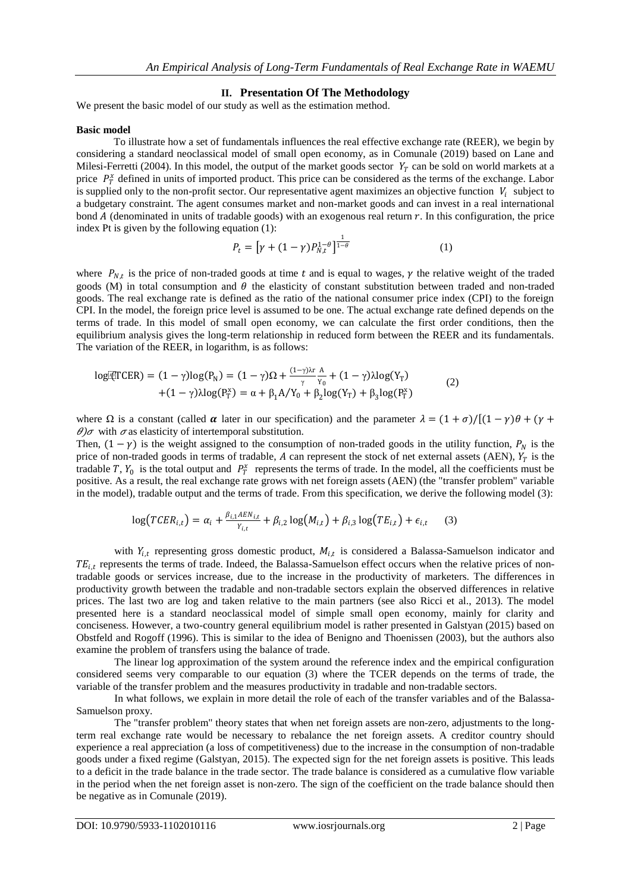## II. Presentation Of The Methodology

We present the basic model of our study as well as the estimation method.

**Basic model**

To illustrate how a set of fundamentals influences the real effective exchange rate (REER), we begin by considering a standard neoclassical model of small open economy, as in Comunale (2019) based on Lane and Milesi-Ferretti (2004). In this model, the output of the market goods sector $Y_T$ can be sold on world markets at a price $P_T^x$ defined in units of imported product. This price can be considered as the terms of the exchange. Labor is supplied only to the non-profit sector. Our representative agent maximizes an objective function $V_i$ subject to a budgetary constraint. The agent consumes market and non-market goods and can invest in a real international bond $A$ (denominated in units of tradable goods) with an exogenous real return $r$. In this configuration, the price index Pt is given by the following equation (1):

$$P_t = \left[\gamma + (1-\gamma)P_{N,t}^{1-\theta}\right]^{\frac{1}{1-\theta}} \quad (1)$$

where $P_{N,t}$ is the price of non-traded goods at time $t$ and is equal to wages, $\gamma$ the relative weight of the traded goods (M) in total consumption and $\theta$ the elasticity of constant substitution between traded and non-traded goods. The real exchange rate is defined as the ratio of the national consumer price index (CPI) to the foreign CPI. In the model, the foreign price level is assumed to be one. The actual exchange rate defined depends on the terms of trade. In this model of small open economy, we can calculate the first order conditions, then the equilibrium analysis gives the long-term relationship in reduced form between the REER and its fundamentals. The variation of the REER, in logarithm, is as follows:

$$\begin{aligned}\log(TCER) = (1-\gamma)\log(P_N) = (1-\gamma)\Omega + \frac{(1-\gamma)\lambda r}{\gamma}\frac{A}{Y_0} + (1-\gamma)\lambda\log(Y_T) \\ +(1-\gamma)\lambda\log(P_T^x) = \alpha + \beta_1 A/Y_0 + \beta_2\log(Y_T) + \beta_3\log(P_T^x)\end{aligned} \quad (2)$$

where $\Omega$ is a constant (called $\boldsymbol{\alpha}$ later in our specification) and the parameter $\lambda = (1+\sigma)/[(1-\gamma)\theta + (\gamma + \theta)\sigma$ with $\sigma$ as elasticity of intertemporal substitution.

Then, $(1-\gamma)$ is the weight assigned to the consumption of non-traded goods in the utility function, $P_N$ is the price of non-traded goods in terms of tradable, $A$ can represent the stock of net external assets (AEN), $Y_T$ is the tradable $T$, $Y_0$ is the total output and $P_T^x$ represents the terms of trade. In the model, all the coefficients must be positive. As a result, the real exchange rate grows with net foreign assets (AEN) (the "transfer problem" variable in the model), tradable output and the terms of trade. From this specification, we derive the following model (3):

$$\log(TCER_{i,t}) = \alpha_i + \frac{\beta_{i,1}AEN_{i,t}}{Y_{i,t}} + \beta_{i,2}\log(M_{i,t}) + \beta_{i,3}\log(TE_{i,t}) + \epsilon_{i,t} \quad (3)$$

with $Y_{i,t}$ representing gross domestic product, $M_{i,t}$ is considered a Balassa-Samuelson indicator and $TE_{i,t}$ represents the terms of trade. Indeed, the Balassa-Samuelson effect occurs when the relative prices of non-tradable goods or services increase, due to the increase in the productivity of marketers. The differences in productivity growth between the tradable and non-tradable sectors explain the observed differences in relative prices. The last two are log and taken relative to the main partners (see also Ricci et al., 2013). The model presented here is a standard neoclassical model of simple small open economy, mainly for clarity and conciseness. However, a two-country general equilibrium model is rather presented in Galstyan (2015) based on Obstfeld and Rogoff (1996). This is similar to the idea of Benigno and Thoenissen (2003), but the authors also examine the problem of transfers using the balance of trade.

The linear log approximation of the system around the reference index and the empirical configuration considered seems very comparable to our equation (3) where the TCER depends on the terms of trade, the variable of the transfer problem and the measures productivity in tradable and non-tradable sectors.

In what follows, we explain in more detail the role of each of the transfer variables and of the Balassa-Samuelson proxy.

The "transfer problem" theory states that when net foreign assets are non-zero, adjustments to the long-term real exchange rate would be necessary to rebalance the net foreign assets. A creditor country should experience a real appreciation (a loss of competitiveness) due to the increase in the consumption of non-tradable goods under a fixed regime (Galstyan, 2015). The expected sign for the net foreign assets is positive. This leads to a deficit in the trade balance in the trade sector. The trade balance is considered as a cumulative flow variable in the period when the net foreign asset is non-zero. The sign of the coefficient on the trade balance should then be negative as in Comunale (2019).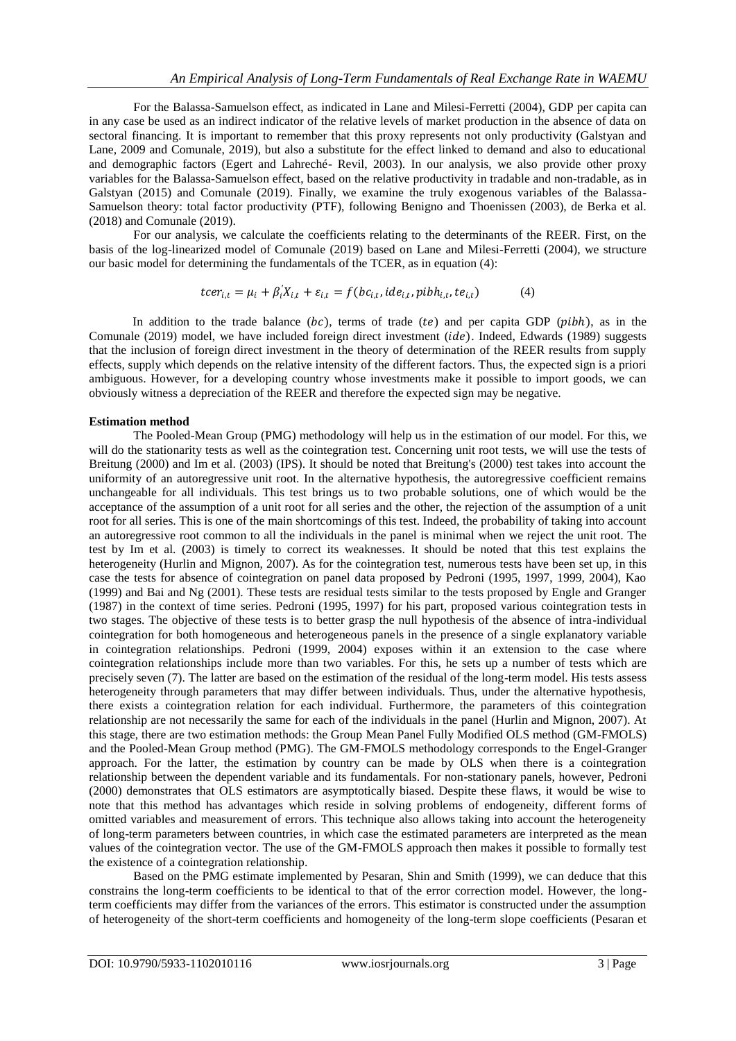For the Balassa-Samuelson effect, as indicated in Lane and Milesi-Ferretti (2004), GDP per capita can in any case be used as an indirect indicator of the relative levels of market production in the absence of data on sectoral financing. It is important to remember that this proxy represents not only productivity (Galstyan and Lane, 2009 and Comunale, 2019), but also a substitute for the effect linked to demand and also to educational and demographic factors (Egert and Lahreché- Revil, 2003). In our analysis, we also provide other proxy variables for the Balassa-Samuelson effect, based on the relative productivity in tradable and non-tradable, as in Galstyan (2015) and Comunale (2019). Finally, we examine the truly exogenous variables of the Balassa-Samuelson theory: total factor productivity (PTF), following Benigno and Thoenissen (2003), de Berka et al. (2018) and Comunale (2019).

For our analysis, we calculate the coefficients relating to the determinants of the REER. First, on the basis of the log-linearized model of Comunale (2019) based on Lane and Milesi-Ferretti (2004), we structure our basic model for determining the fundamentals of the TCER, as in equation (4):

$$tcer_{i,t} = \mu_i + \beta_i^{'} X_{i,t} + \varepsilon_{i,t} = f(bc_{i,t}, ide_{i,t}, pibh_{i,t}, te_{i,t}) \qquad (4)$$

In addition to the trade balance ($bc$), terms of trade ($te$) and per capita GDP ($pibh$), as in the Comunale (2019) model, we have included foreign direct investment ($ide$). Indeed, Edwards (1989) suggests that the inclusion of foreign direct investment in the theory of determination of the REER results from supply effects, supply which depends on the relative intensity of the different factors. Thus, the expected sign is a priori ambiguous. However, for a developing country whose investments make it possible to import goods, we can obviously witness a depreciation of the REER and therefore the expected sign may be negative.

**Estimation method**

The Pooled-Mean Group (PMG) methodology will help us in the estimation of our model. For this, we will do the stationarity tests as well as the cointegration test. Concerning unit root tests, we will use the tests of Breitung (2000) and Im et al. (2003) (IPS). It should be noted that Breitung's (2000) test takes into account the uniformity of an autoregressive unit root. In the alternative hypothesis, the autoregressive coefficient remains unchangeable for all individuals. This test brings us to two probable solutions, one of which would be the acceptance of the assumption of a unit root for all series and the other, the rejection of the assumption of a unit root for all series. This is one of the main shortcomings of this test. Indeed, the probability of taking into account an autoregressive root common to all the individuals in the panel is minimal when we reject the unit root. The test by Im et al. (2003) is timely to correct its weaknesses. It should be noted that this test explains the heterogeneity (Hurlin and Mignon, 2007). As for the cointegration test, numerous tests have been set up, in this case the tests for absence of cointegration on panel data proposed by Pedroni (1995, 1997, 1999, 2004), Kao (1999) and Bai and Ng (2001). These tests are residual tests similar to the tests proposed by Engle and Granger (1987) in the context of time series. Pedroni (1995, 1997) for his part, proposed various cointegration tests in two stages. The objective of these tests is to better grasp the null hypothesis of the absence of intra-individual cointegration for both homogeneous and heterogeneous panels in the presence of a single explanatory variable in cointegration relationships. Pedroni (1999, 2004) exposes within it an extension to the case where cointegration relationships include more than two variables. For this, he sets up a number of tests which are precisely seven (7). The latter are based on the estimation of the residual of the long-term model. His tests assess heterogeneity through parameters that may differ between individuals. Thus, under the alternative hypothesis, there exists a cointegration relation for each individual. Furthermore, the parameters of this cointegration relationship are not necessarily the same for each of the individuals in the panel (Hurlin and Mignon, 2007). At this stage, there are two estimation methods: the Group Mean Panel Fully Modified OLS method (GM-FMOLS) and the Pooled-Mean Group method (PMG). The GM-FMOLS methodology corresponds to the Engel-Granger approach. For the latter, the estimation by country can be made by OLS when there is a cointegration relationship between the dependent variable and its fundamentals. For non-stationary panels, however, Pedroni (2000) demonstrates that OLS estimators are asymptotically biased. Despite these flaws, it would be wise to note that this method has advantages which reside in solving problems of endogeneity, different forms of omitted variables and measurement of errors. This technique also allows taking into account the heterogeneity of long-term parameters between countries, in which case the estimated parameters are interpreted as the mean values of the cointegration vector. The use of the GM-FMOLS approach then makes it possible to formally test the existence of a cointegration relationship.

Based on the PMG estimate implemented by Pesaran, Shin and Smith (1999), we can deduce that this constrains the long-term coefficients to be identical to that of the error correction model. However, the long-term coefficients may differ from the variances of the errors. This estimator is constructed under the assumption of heterogeneity of the short-term coefficients and homogeneity of the long-term slope coefficients (Pesaran et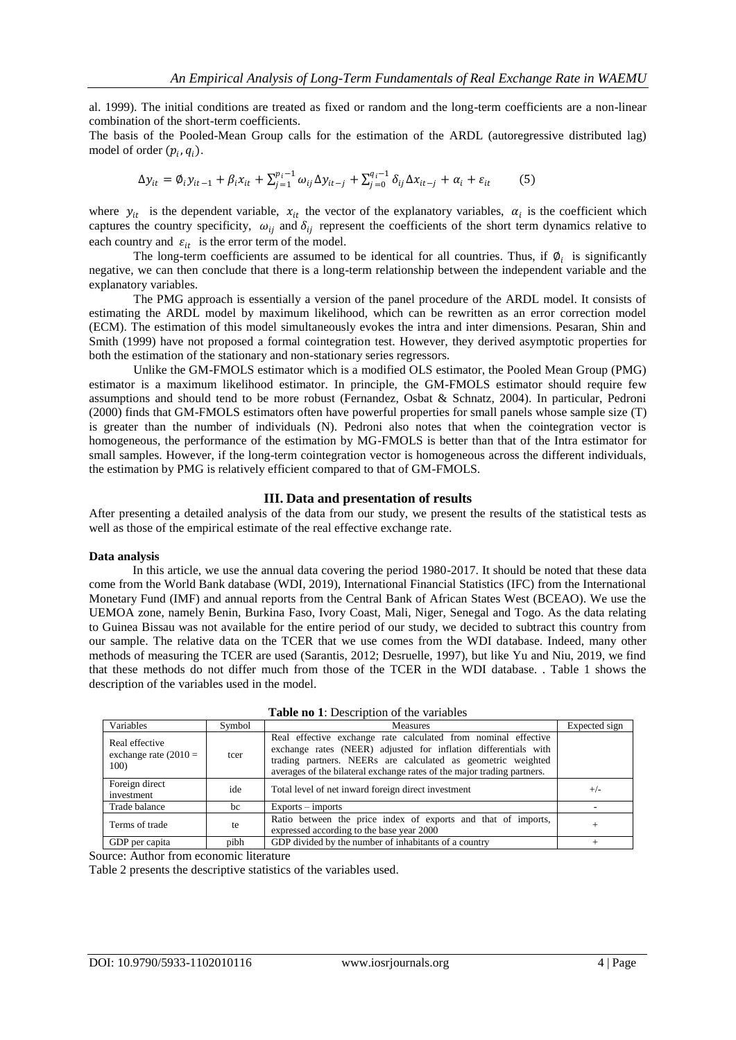al. 1999). The initial conditions are treated as fixed or random and the long-term coefficients are a non-linear combination of the short-term coefficients.

The basis of the Pooled-Mean Group calls for the estimation of the ARDL (autoregressive distributed lag) model of order $(p_i, q_i)$.

$$\Delta y_{it} = \emptyset_i y_{it-1} + \beta_i x_{it} + \sum_{j=1}^{p_i-1} \omega_{ij} \Delta y_{it-j} + \sum_{j=0}^{q_i-1} \delta_{ij} \Delta x_{it-j} + \alpha_i + \varepsilon_{it} \qquad (5)$$

where $y_{it}$ is the dependent variable, $x_{it}$ the vector of the explanatory variables, $\alpha_i$ is the coefficient which captures the country specificity, $\omega_{ij}$ and $\delta_{ij}$ represent the coefficients of the short term dynamics relative to each country and $\varepsilon_{it}$ is the error term of the model.

The long-term coefficients are assumed to be identical for all countries. Thus, if $\emptyset_i$ is significantly negative, we can then conclude that there is a long-term relationship between the independent variable and the explanatory variables.

The PMG approach is essentially a version of the panel procedure of the ARDL model. It consists of estimating the ARDL model by maximum likelihood, which can be rewritten as an error correction model (ECM). The estimation of this model simultaneously evokes the intra and inter dimensions. Pesaran, Shin and Smith (1999) have not proposed a formal cointegration test. However, they derived asymptotic properties for both the estimation of the stationary and non-stationary series regressors.

Unlike the GM-FMOLS estimator which is a modified OLS estimator, the Pooled Mean Group (PMG) estimator is a maximum likelihood estimator. In principle, the GM-FMOLS estimator should require few assumptions and should tend to be more robust (Fernandez, Osbat & Schnatz, 2004). In particular, Pedroni (2000) finds that GM-FMOLS estimators often have powerful properties for small panels whose sample size (T) is greater than the number of individuals (N). Pedroni also notes that when the cointegration vector is homogeneous, the performance of the estimation by MG-FMOLS is better than that of the Intra estimator for small samples. However, if the long-term cointegration vector is homogeneous across the different individuals, the estimation by PMG is relatively efficient compared to that of GM-FMOLS.

## III. Data and presentation of results

After presenting a detailed analysis of the data from our study, we present the results of the statistical tests as well as those of the empirical estimate of the real effective exchange rate.

**Data analysis**

In this article, we use the annual data covering the period 1980-2017. It should be noted that these data come from the World Bank database (WDI, 2019), International Financial Statistics (IFC) from the International Monetary Fund (IMF) and annual reports from the Central Bank of African States West (BCEAO). We use the UEMOA zone, namely Benin, Burkina Faso, Ivory Coast, Mali, Niger, Senegal and Togo. As the data relating to Guinea Bissau was not available for the entire period of our study, we decided to subtract this country from our sample. The relative data on the TCER that we use comes from the WDI database. Indeed, many other methods of measuring the TCER are used (Sarantis, 2012; Desruelle, 1997), but like Yu and Niu, 2019, we find that these methods do not differ much from those of the TCER in the WDI database. . Table 1 shows the description of the variables used in the model.

**Table no 1**: Description of the variables

| Variables | Symbol | Measures | Expected sign |
|---|---|---|---|
| Real effective exchange rate (2010 = 100) | tcer | Real effective exchange rate calculated from nominal effective exchange rates (NEER) adjusted for inflation differentials with trading partners. NEERs are calculated as geometric weighted averages of the bilateral exchange rates of the major trading partners. | |
| Foreign direct investment | ide | Total level of net inward foreign direct investment | +/- |
| Trade balance | bc | Exports – imports | - |
| Terms of trade | te | Ratio between the price index of exports and that of imports, expressed according to the base year 2000 | + |
| GDP per capita | pibh | GDP divided by the number of inhabitants of a country | + |

Source: Author from economic literature

Table 2 presents the descriptive statistics of the variables used.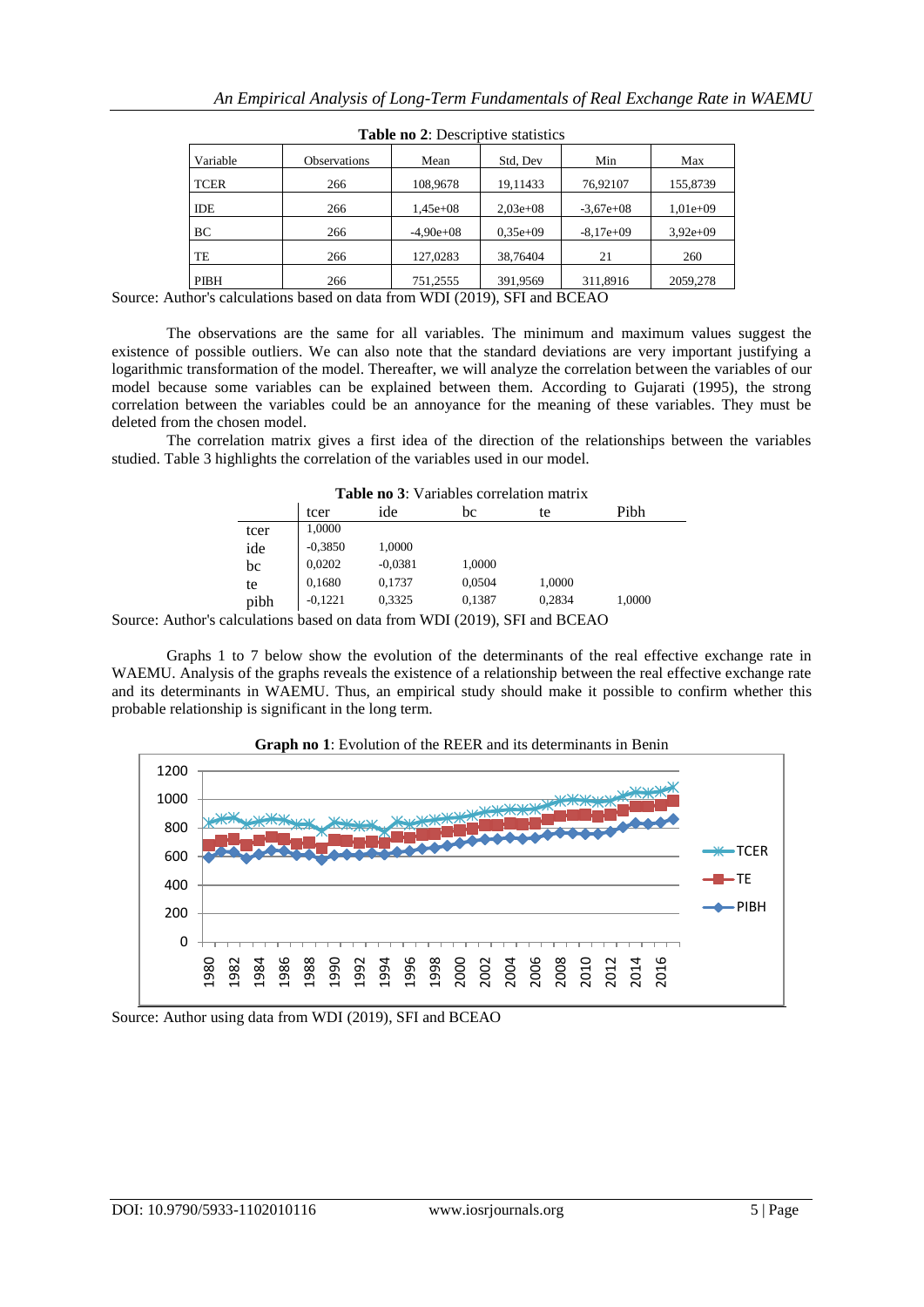**Table no 2**: Descriptive statistics

| Variable | Observations | Mean | Std, Dev | Min | Max |
|---|---|---|---|---|---|
| TCER | 266 | 108,9678 | 19,11433 | 76,92107 | 155,8739 |
| IDE | 266 | 1,45e+08 | 2,03e+08 | -3,67e+08 | 1,01e+09 |
| BC | 266 | -4,90e+08 | 0,35e+09 | -8,17e+09 | 3,92e+09 |
| TE | 266 | 127,0283 | 38,76404 | 21 | 260 |
| PIBH | 266 | 751,2555 | 391,9569 | 311,8916 | 2059,278 |

Source: Author's calculations based on data from WDI (2019), SFI and BCEAO

The observations are the same for all variables. The minimum and maximum values suggest the existence of possible outliers. We can also note that the standard deviations are very important justifying a logarithmic transformation of the model. Thereafter, we will analyze the correlation between the variables of our model because some variables can be explained between them. According to Gujarati (1995), the strong correlation between the variables could be an annoyance for the meaning of these variables. They must be deleted from the chosen model.

The correlation matrix gives a first idea of the direction of the relationships between the variables studied. Table 3 highlights the correlation of the variables used in our model.

**Table no 3**: Variables correlation matrix

| | tcer | ide | bc | te | Pibh |
|---|---|---|---|---|---|
| tcer | 1,0000 | | | | |
| ide | -0,3850 | 1,0000 | | | |
| bc | 0,0202 | -0,0381 | 1,0000 | | |
| te | 0,1680 | 0,1737 | 0,0504 | 1,0000 | |
| pibh | -0,1221 | 0,3325 | 0,1387 | 0,2834 | 1,0000 |

Source: Author's calculations based on data from WDI (2019), SFI and BCEAO

Graphs 1 to 7 below show the evolution of the determinants of the real effective exchange rate in WAEMU. Analysis of the graphs reveals the existence of a relationship between the real effective exchange rate and its determinants in WAEMU. Thus, an empirical study should make it possible to confirm whether this probable relationship is significant in the long term.

**Graph no 1**: Evolution of the REER and its determinants in Benin

Source: Author using data from WDI (2019), SFI and BCEAO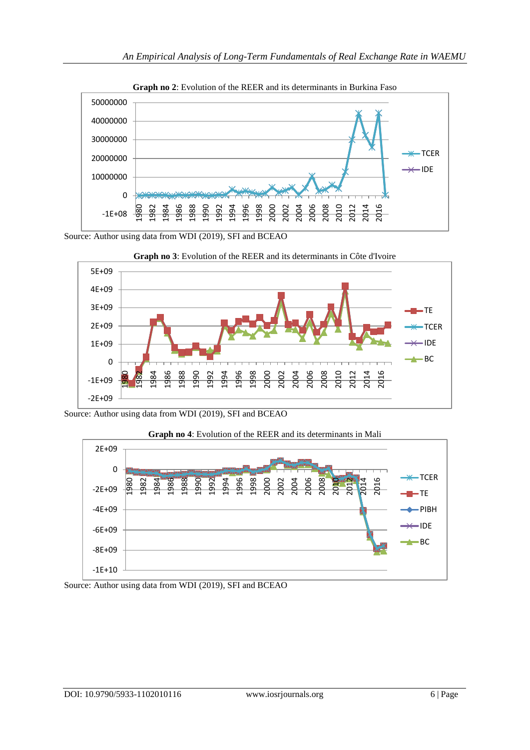**Graph no 2**: Evolution of the REER and its determinants in Burkina Faso

Source: Author using data from WDI (2019), SFI and BCEAO

**Graph no 3**: Evolution of the REER and its determinants in Côte d'Ivoire

Source: Author using data from WDI (2019), SFI and BCEAO

**Graph no 4**: Evolution of the REER and its determinants in Mali

Source: Author using data from WDI (2019), SFI and BCEAO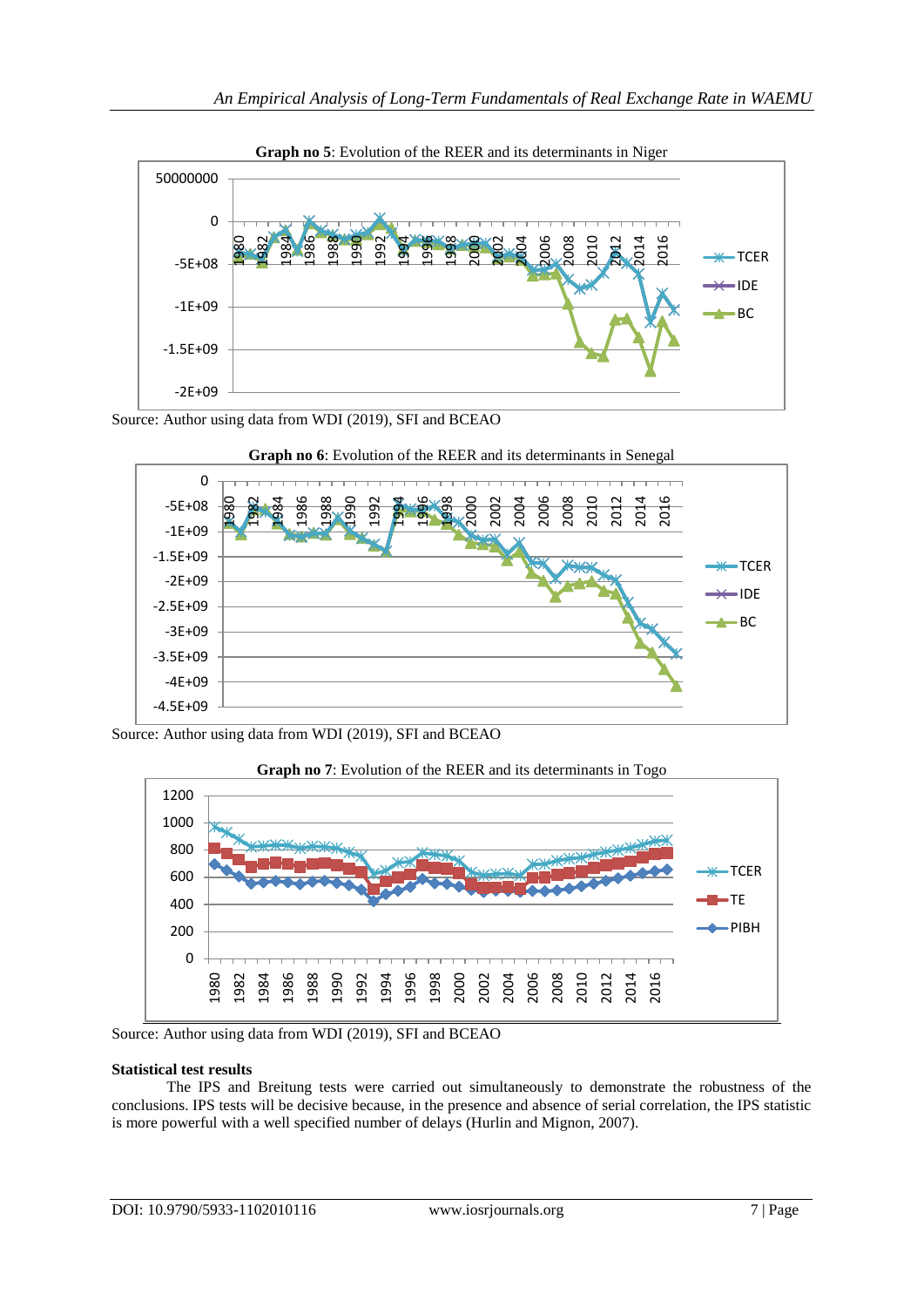**Graph no 5**: Evolution of the REER and its determinants in Niger

Source: Author using data from WDI (2019), SFI and BCEAO

**Graph no 6**: Evolution of the REER and its determinants in Senegal

Source: Author using data from WDI (2019), SFI and BCEAO

**Graph no 7**: Evolution of the REER and its determinants in Togo

Source: Author using data from WDI (2019), SFI and BCEAO

**Statistical test results**

The IPS and Breitung tests were carried out simultaneously to demonstrate the robustness of the conclusions. IPS tests will be decisive because, in the presence and absence of serial correlation, the IPS statistic is more powerful with a well specified number of delays (Hurlin and Mignon, 2007).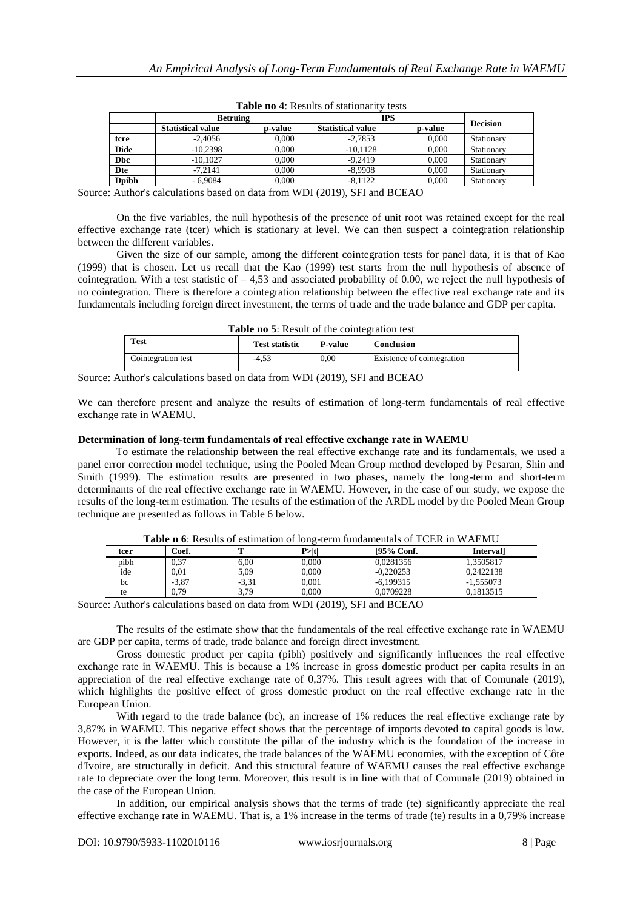**Table no 4**: Results of stationarity tests

| | Betruing | | IPS | | Decision |
|---|---|---|---|---|---|
| | **Statistical value** | **p-value** | **Statistical value** | **p-value** | |
| **tcre** | -2,4056 | 0,000 | -2,7853 | 0,000 | Stationary |
| **Dide** | -10,2398 | 0,000 | -10,1128 | 0,000 | Stationary |
| **Dbc** | -10,1027 | 0,000 | -9,2419 | 0,000 | Stationary |
| **Dte** | -7,2141 | 0,000 | -8,9908 | 0,000 | Stationary |
| **Dpibh** | - 6,9084 | 0,000 | -8,1122 | 0,000 | Stationary |

Source: Author's calculations based on data from WDI (2019), SFI and BCEAO

On the five variables, the null hypothesis of the presence of unit root was retained except for the real effective exchange rate (tcer) which is stationary at level. We can then suspect a cointegration relationship between the different variables.

Given the size of our sample, among the different cointegration tests for panel data, it is that of Kao (1999) that is chosen. Let us recall that the Kao (1999) test starts from the null hypothesis of absence of cointegration. With a test statistic of – 4,53 and associated probability of 0.00, we reject the null hypothesis of no cointegration. There is therefore a cointegration relationship between the effective real exchange rate and its fundamentals including foreign direct investment, the terms of trade and the trade balance and GDP per capita.

**Table no 5**: Result of the cointegration test

| Test | Test statistic | P-value | Conclusion |
|---|---|---|---|
| Cointegration test | -4,53 | 0,00 | Existence of cointegration |

Source: Author's calculations based on data from WDI (2019), SFI and BCEAO

We can therefore present and analyze the results of estimation of long-term fundamentals of real effective exchange rate in WAEMU.

**Determination of long-term fundamentals of real effective exchange rate in WAEMU**

To estimate the relationship between the real effective exchange rate and its fundamentals, we used a panel error correction model technique, using the Pooled Mean Group method developed by Pesaran, Shin and Smith (1999). The estimation results are presented in two phases, namely the long-term and short-term determinants of the real effective exchange rate in WAEMU. However, in the case of our study, we expose the results of the long-term estimation. The results of the estimation of the ARDL model by the Pooled Mean Group technique are presented as follows in Table 6 below.

**Table n 6**: Results of estimation of long-term fundamentals of TCER in WAEMU

| tcer | Coef. | T | P>\|t\| | [95% Conf. | Interval] |
|---|---|---|---|---|---|
| pibh | 0,37 | 6,00 | 0,000 | 0,0281356 | 1,3505817 |
| ide | 0,01 | 5,09 | 0,000 | -0,220253 | 0,2422138 |
| bc | -3,87 | -3,31 | 0,001 | -6,199315 | -1,555073 |
| te | 0,79 | 3,79 | 0,000 | 0,0709228 | 0,1813515 |

Source: Author's calculations based on data from WDI (2019), SFI and BCEAO

The results of the estimate show that the fundamentals of the real effective exchange rate in WAEMU are GDP per capita, terms of trade, trade balance and foreign direct investment.

Gross domestic product per capita (pibh) positively and significantly influences the real effective exchange rate in WAEMU. This is because a 1% increase in gross domestic product per capita results in an appreciation of the real effective exchange rate of 0,37%. This result agrees with that of Comunale (2019), which highlights the positive effect of gross domestic product on the real effective exchange rate in the European Union.

With regard to the trade balance (bc), an increase of 1% reduces the real effective exchange rate by 3,87% in WAEMU. This negative effect shows that the percentage of imports devoted to capital goods is low. However, it is the latter which constitute the pillar of the industry which is the foundation of the increase in exports. Indeed, as our data indicates, the trade balances of the WAEMU economies, with the exception of Côte d'Ivoire, are structurally in deficit. And this structural feature of WAEMU causes the real effective exchange rate to depreciate over the long term. Moreover, this result is in line with that of Comunale (2019) obtained in the case of the European Union.

In addition, our empirical analysis shows that the terms of trade (te) significantly appreciate the real effective exchange rate in WAEMU. That is, a 1% increase in the terms of trade (te) results in a 0,79% increase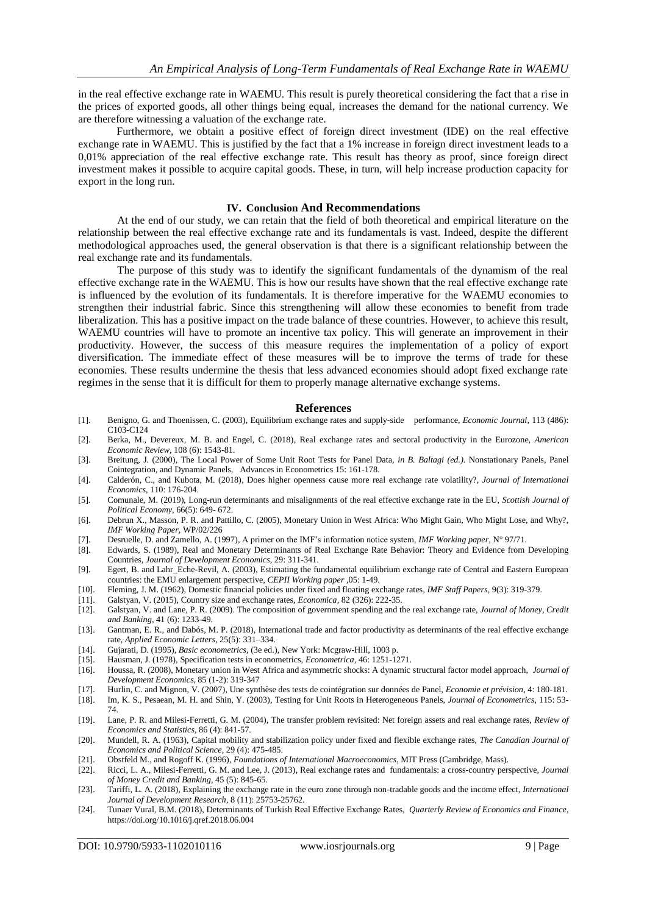in the real effective exchange rate in WAEMU. This result is purely theoretical considering the fact that a rise in the prices of exported goods, all other things being equal, increases the demand for the national currency. We are therefore witnessing a valuation of the exchange rate.

Furthermore, we obtain a positive effect of foreign direct investment (IDE) on the real effective exchange rate in WAEMU. This is justified by the fact that a 1% increase in foreign direct investment leads to a 0,01% appreciation of the real effective exchange rate. This result has theory as proof, since foreign direct investment makes it possible to acquire capital goods. These, in turn, will help increase production capacity for export in the long run.

## IV. Conclusion And Recommendations

At the end of our study, we can retain that the field of both theoretical and empirical literature on the relationship between the real effective exchange rate and its fundamentals is vast. Indeed, despite the different methodological approaches used, the general observation is that there is a significant relationship between the real exchange rate and its fundamentals.

The purpose of this study was to identify the significant fundamentals of the dynamism of the real effective exchange rate in the WAEMU. This is how our results have shown that the real effective exchange rate is influenced by the evolution of its fundamentals. It is therefore imperative for the WAEMU economies to strengthen their industrial fabric. Since this strengthening will allow these economies to benefit from trade liberalization. This has a positive impact on the trade balance of these countries. However, to achieve this result, WAEMU countries will have to promote an incentive tax policy. This will generate an improvement in their productivity. However, the success of this measure requires the implementation of a policy of export diversification. The immediate effect of these measures will be to improve the terms of trade for these economies. These results undermine the thesis that less advanced economies should adopt fixed exchange rate regimes in the sense that it is difficult for them to properly manage alternative exchange systems.

## References

[1]. Benigno, G. and Thoenissen, C. (2003), Equilibrium exchange rates and supply-side performance, *Economic Journal*, 113 (486): C103-C124

[2]. Berka, M., Devereux, M. B. and Engel, C. (2018), Real exchange rates and sectoral productivity in the Eurozone, *American Economic Review*, 108 (6): 1543-81.

[3]. Breitung, J. (2000), The Local Power of Some Unit Root Tests for Panel Data, *in B. Baltagi (ed.).* Nonstationary Panels, Panel Cointegration, and Dynamic Panels, Advances in Econometrics 15: 161-178.

[4]. Calderón, C., and Kubota, M. (2018), Does higher openness cause more real exchange rate volatility?, *Journal of International Economics*, 110: 176-204.

[5]. Comunale, M. (2019), Long-run determinants and misalignments of the real effective exchange rate in the EU, *Scottish Journal of Political Economy*, 66(5): 649- 672.

[6]. Debrun X., Masson, P. R. and Pattillo, C. (2005), Monetary Union in West Africa: Who Might Gain, Who Might Lose, and Why?, *IMF Working Paper*, WP/02/226

[7]. Desruelle, D. and Zamello, A. (1997), A primer on the IMF's information notice system, *IMF Working paper*, N° 97/71.

[8]. Edwards, S. (1989), Real and Monetary Determinants of Real Exchange Rate Behavior: Theory and Evidence from Developing Countries, *Journal of Development Economics*, 29: 311-341.

[9]. Egert, B. and Lahr_Eche-Revil, A. (2003), Estimating the fundamental equilibrium exchange rate of Central and Eastern European countries: the EMU enlargement perspective, *CEPII Working paper* ,05: 1-49.

[10]. Fleming, J. M. (1962), Domestic financial policies under fixed and floating exchange rates, *IMF Staff Papers*, 9(3): 319-379.

[11]. Galstyan, V. (2015), Country size and exchange rates, *Economica*, 82 (326): 222-35.

[12]. Galstyan, V. and Lane, P. R. (2009). The composition of government spending and the real exchange rate, *Journal of Money, Credit and Banking*, 41 (6): 1233-49.

[13]. Gantman, E. R., and Dabós, M. P. (2018), International trade and factor productivity as determinants of the real effective exchange rate, *Applied Economic Letters*, 25(5): 331–334.

[14]. Gujarati, D. (1995), *Basic econometrics*, (3e ed.), New York: Mcgraw-Hill, 1003 p.

[15]. Hausman, J. (1978), Specification tests in econometrics, *Econometrica*, 46: 1251-1271.

[16]. Houssa, R. (2008), Monetary union in West Africa and asymmetric shocks: A dynamic structural factor model approach, *Journal of Development Economics*, 85 (1-2): 319-347

[17]. Hurlin, C. and Mignon, V. (2007), Une synthèse des tests de cointégration sur données de Panel, *Economie et prévision*, 4: 180-181.

[18]. Im, K. S., Pesaean, M. H. and Shin, Y. (2003), Testing for Unit Roots in Heterogeneous Panels, *Journal of Econometrics*, 115: 53-74.

[19]. Lane, P. R. and Milesi-Ferretti, G. M. (2004), The transfer problem revisited: Net foreign assets and real exchange rates, *Review of Economics and Statistics*, 86 (4): 841-57.

[20]. Mundell, R. A. (1963), Capital mobility and stabilization policy under fixed and flexible exchange rates, *The Canadian Journal of Economics and Political Science*, 29 (4): 475-485.

[21]. Obstfeld M., and Rogoff K. (1996), *Foundations of International Macroeconomics*, MIT Press (Cambridge, Mass).

[22]. Ricci, L. A., Milesi-Ferretti, G. M. and Lee, J. (2013), Real exchange rates and fundamentals: a cross-country perspective, *Journal of Money Credit and Banking*, 45 (5): 845-65.

[23]. Tariffi, L. A. (2018), Explaining the exchange rate in the euro zone through non-tradable goods and the income effect, *International Journal of Development Research*, 8 (11): 25753-25762.

[24]. Tunaer Vural, B.M. (2018), Determinants of Turkish Real Effective Exchange Rates, *Quarterly Review of Economics and Finance*, https://doi.org/10.1016/j.qref.2018.06.004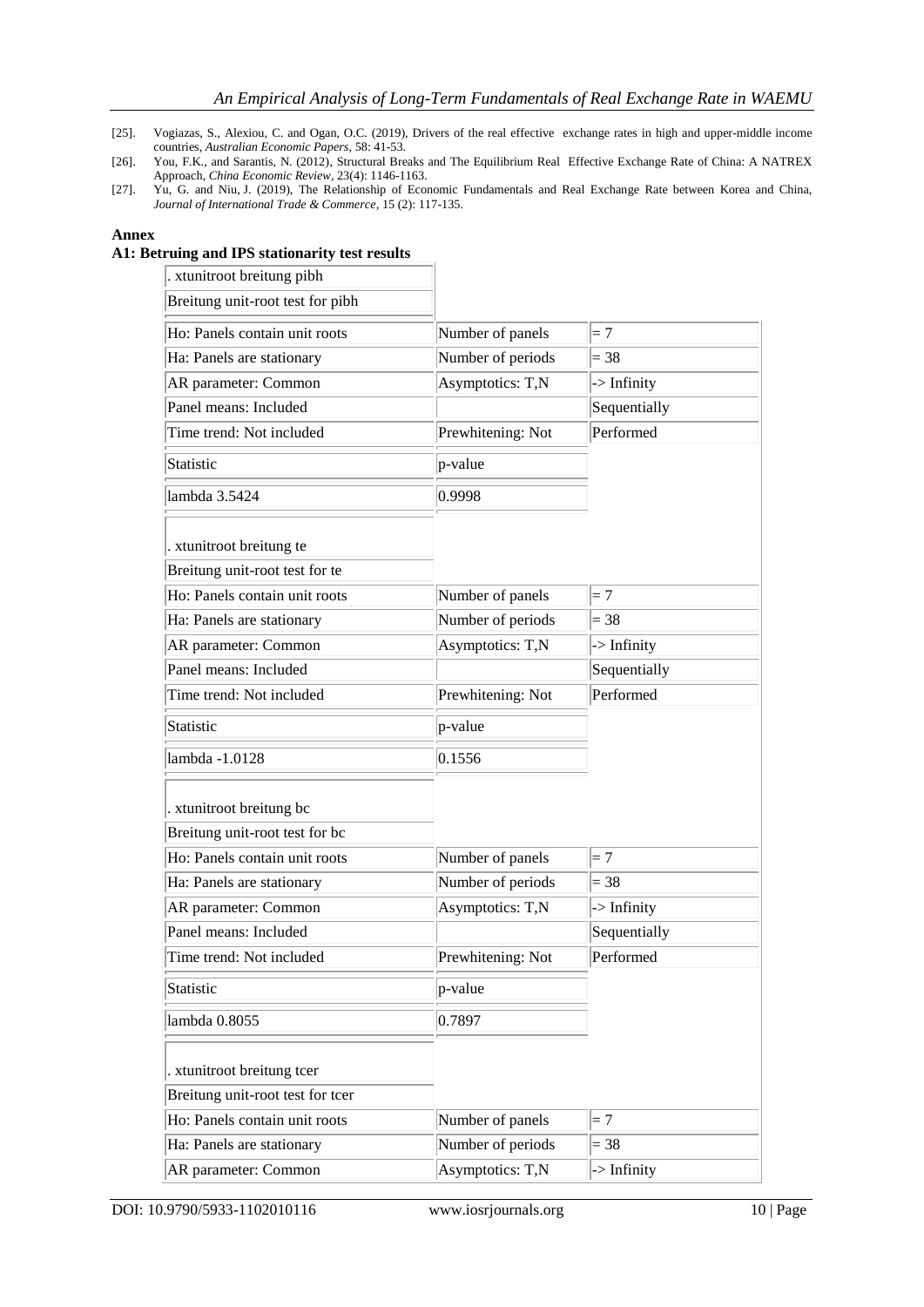[25]. Vogiazas, S., Alexiou, C. and Ogan, O.C. (2019), Drivers of the real effective exchange rates in high and upper-middle income countries, *Australian Economic Papers*, 58: 41-53.

[26]. You, F.K., and Sarantis, N. (2012), Structural Breaks and The Equilibrium Real Effective Exchange Rate of China: A NATREX Approach, *China Economic Review*, 23(4): 1146-1163.

[27]. Yu, G. and Niu, J. (2019), The Relationship of Economic Fundamentals and Real Exchange Rate between Korea and China, *Journal of International Trade & Commerce*, 15 (2): 117-135.

## Annex

### A1: Betruing and IPS stationarity test results

| . xtunitroot breitung pibh | | |
|---|---|---|
| Breitung unit-root test for pibh | | |
| Ho: Panels contain unit roots | Number of panels | = 7 |
| Ha: Panels are stationary | Number of periods | = 38 |
| AR parameter: Common | Asymptotics: T,N | -> Infinity |
| Panel means: Included | | Sequentially |
| Time trend: Not included | Prewhitening: Not | Performed |
| Statistic | p-value | |
| lambda 3.5424 | 0.9998 | |

| . xtunitroot breitung te | | |
|---|---|---|
| Breitung unit-root test for te | | |
| Ho: Panels contain unit roots | Number of panels | = 7 |
| Ha: Panels are stationary | Number of periods | = 38 |
| AR parameter: Common | Asymptotics: T,N | -> Infinity |
| Panel means: Included | | Sequentially |
| Time trend: Not included | Prewhitening: Not | Performed |
| Statistic | p-value | |
| lambda -1.0128 | 0.1556 | |

| . xtunitroot breitung bc | | |
|---|---|---|
| Breitung unit-root test for bc | | |
| Ho: Panels contain unit roots | Number of panels | = 7 |
| Ha: Panels are stationary | Number of periods | = 38 |
| AR parameter: Common | Asymptotics: T,N | -> Infinity |
| Panel means: Included | | Sequentially |
| Time trend: Not included | Prewhitening: Not | Performed |
| Statistic | p-value | |
| lambda 0.8055 | 0.7897 | |

| . xtunitroot breitung tcer | | |
|---|---|---|
| Breitung unit-root test for tcer | | |
| Ho: Panels contain unit roots | Number of panels | = 7 |
| Ha: Panels are stationary | Number of periods | = 38 |
| AR parameter: Common | Asymptotics: T,N | -> Infinity |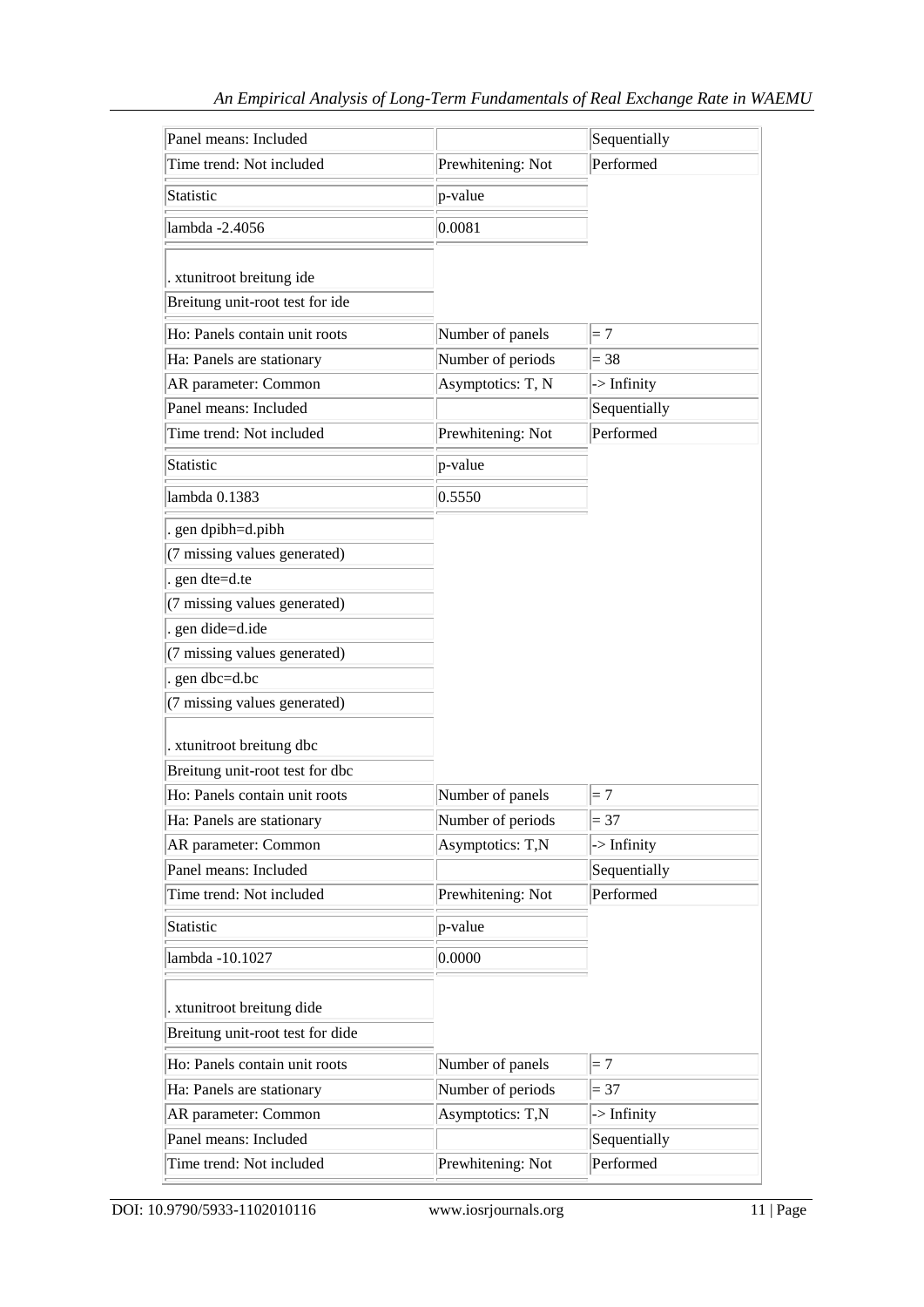| | | |
|---|---|---|
| Panel means: Included | | Sequentially |
| Time trend: Not included | Prewhitening: Not | Performed |
| Statistic | p-value | |
| lambda -2.4056 | 0.0081 | |
| . xtunitroot breitung ide | | |
| Breitung unit-root test for ide | | |
| Ho: Panels contain unit roots | Number of panels | = 7 |
| Ha: Panels are stationary | Number of periods | = 38 |
| AR parameter: Common | Asymptotics: T, N | -> Infinity |
| Panel means: Included | | Sequentially |
| Time trend: Not included | Prewhitening: Not | Performed |
| Statistic | p-value | |
| lambda 0.1383 | 0.5550 | |
| . gen dpibh=d.pibh | | |
| (7 missing values generated) | | |
| . gen dte=d.te | | |
| (7 missing values generated) | | |
| . gen dide=d.ide | | |
| (7 missing values generated) | | |
| . gen dbc=d.bc | | |
| (7 missing values generated) | | |
| . xtunitroot breitung dbc | | |
| Breitung unit-root test for dbc | | |
| Ho: Panels contain unit roots | Number of panels | = 7 |
| Ha: Panels are stationary | Number of periods | = 37 |
| AR parameter: Common | Asymptotics: T,N | -> Infinity |
| Panel means: Included | | Sequentially |
| Time trend: Not included | Prewhitening: Not | Performed |
| Statistic | p-value | |
| lambda -10.1027 | 0.0000 | |
| . xtunitroot breitung dide | | |
| Breitung unit-root test for dide | | |
| Ho: Panels contain unit roots | Number of panels | = 7 |
| Ha: Panels are stationary | Number of periods | = 37 |
| AR parameter: Common | Asymptotics: T,N | -> Infinity |
| Panel means: Included | | Sequentially |
| Time trend: Not included | Prewhitening: Not | Performed |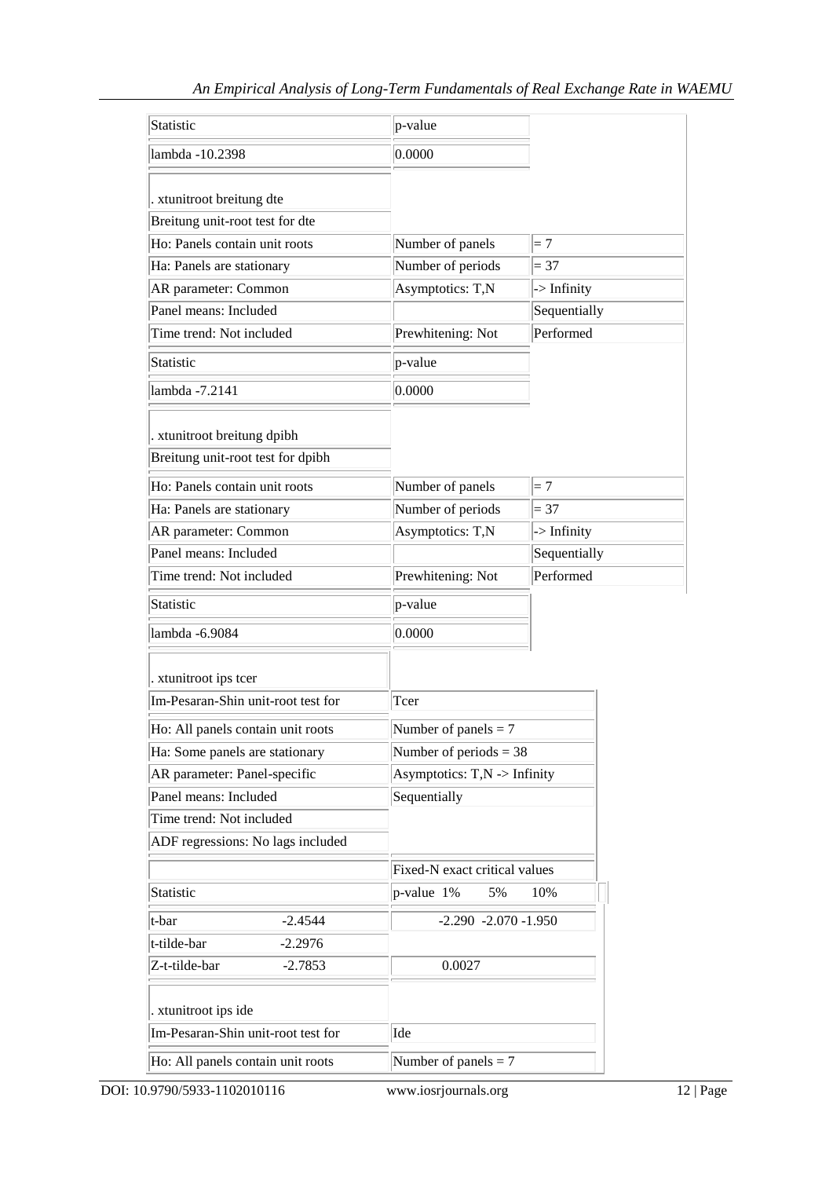| Statistic | p-value |
|---|---|
| lambda -10.2398 | 0.0000 |

. xtunitroot breitung dte

| Breitung unit-root test for dte | | |
|---|---|---|
| Ho: Panels contain unit roots | Number of panels | = 7 |
| Ha: Panels are stationary | Number of periods | = 37 |
| AR parameter: Common | Asymptotics: T,N | -> Infinity |
| Panel means: Included | | Sequentially |
| Time trend: Not included | Prewhitening: Not | Performed |

| Statistic | p-value |
|---|---|
| lambda -7.2141 | 0.0000 |

. xtunitroot breitung dpibh

| Breitung unit-root test for dpibh | | |
|---|---|---|
| Ho: Panels contain unit roots | Number of panels | = 7 |
| Ha: Panels are stationary | Number of periods | = 37 |
| AR parameter: Common | Asymptotics: T,N | -> Infinity |
| Panel means: Included | | Sequentially |
| Time trend: Not included | Prewhitening: Not | Performed |

| Statistic | p-value |
|---|---|
| lambda -6.9084 | 0.0000 |

. xtunitroot ips tcer

| Im-Pesaran-Shin unit-root test for | Tcer |
|---|---|
| Ho: All panels contain unit roots | Number of panels = 7 |
| Ha: Some panels are stationary | Number of periods = 38 |
| AR parameter: Panel-specific | Asymptotics: T,N -> Infinity |
| Panel means: Included | Sequentially |
| Time trend: Not included | |
| ADF regressions: No lags included | |

| | | Fixed-N exact critical values |
|---|---|---|
| Statistic | | p-value 1% 5% 10% |
| t-bar | -2.4544 | -2.290 -2.070 -1.950 |
| t-tilde-bar | -2.2976 | |
| Z-t-tilde-bar | -2.7853 | 0.0027 |

. xtunitroot ips ide

| Im-Pesaran-Shin unit-root test for | Ide |
|---|---|
| Ho: All panels contain unit roots | Number of panels = 7 |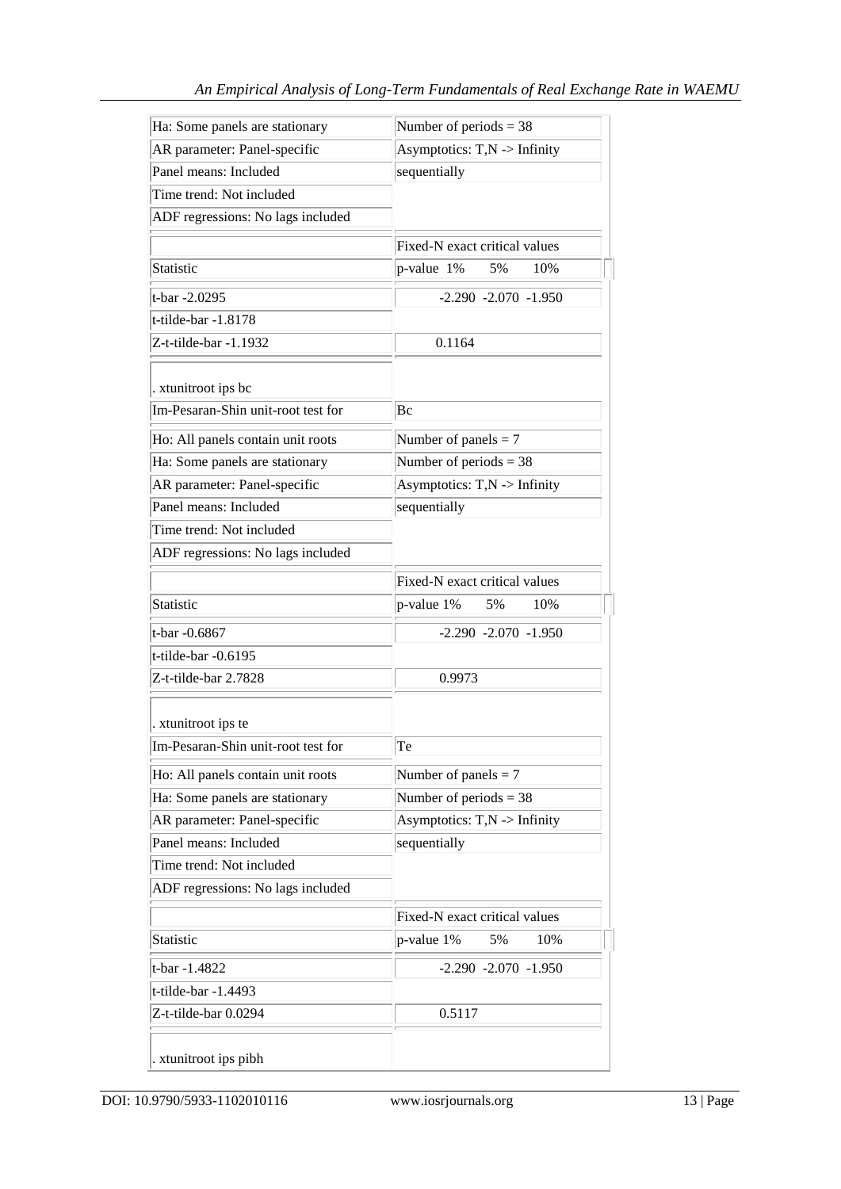| | |
|---|---|
| Ha: Some panels are stationary | Number of periods = 38 |
| AR parameter: Panel-specific | Asymptotics: T,N -> Infinity |
| Panel means: Included | sequentially |
| Time trend: Not included | |
| ADF regressions: No lags included | |
| | Fixed-N exact critical values |
| Statistic | p-value 1% 5% 10% |
| t-bar -2.0295 | -2.290 -2.070 -1.950 |
| t-tilde-bar -1.8178 | |
| Z-t-tilde-bar -1.1932 | 0.1164 |
| . xtunitroot ips bc | |
| Im-Pesaran-Shin unit-root test for | Bc |
| Ho: All panels contain unit roots | Number of panels = 7 |
| Ha: Some panels are stationary | Number of periods = 38 |
| AR parameter: Panel-specific | Asymptotics: T,N -> Infinity |
| Panel means: Included | sequentially |
| Time trend: Not included | |
| ADF regressions: No lags included | |
| | Fixed-N exact critical values |
| Statistic | p-value 1% 5% 10% |
| t-bar -0.6867 | -2.290 -2.070 -1.950 |
| t-tilde-bar -0.6195 | |
| Z-t-tilde-bar 2.7828 | 0.9973 |
| . xtunitroot ips te | |
| Im-Pesaran-Shin unit-root test for | Te |
| Ho: All panels contain unit roots | Number of panels = 7 |
| Ha: Some panels are stationary | Number of periods = 38 |
| AR parameter: Panel-specific | Asymptotics: T,N -> Infinity |
| Panel means: Included | sequentially |
| Time trend: Not included | |
| ADF regressions: No lags included | |
| | Fixed-N exact critical values |
| Statistic | p-value 1% 5% 10% |
| t-bar -1.4822 | -2.290 -2.070 -1.950 |
| t-tilde-bar -1.4493 | |
| Z-t-tilde-bar 0.0294 | 0.5117 |
| . xtunitroot ips pibh | |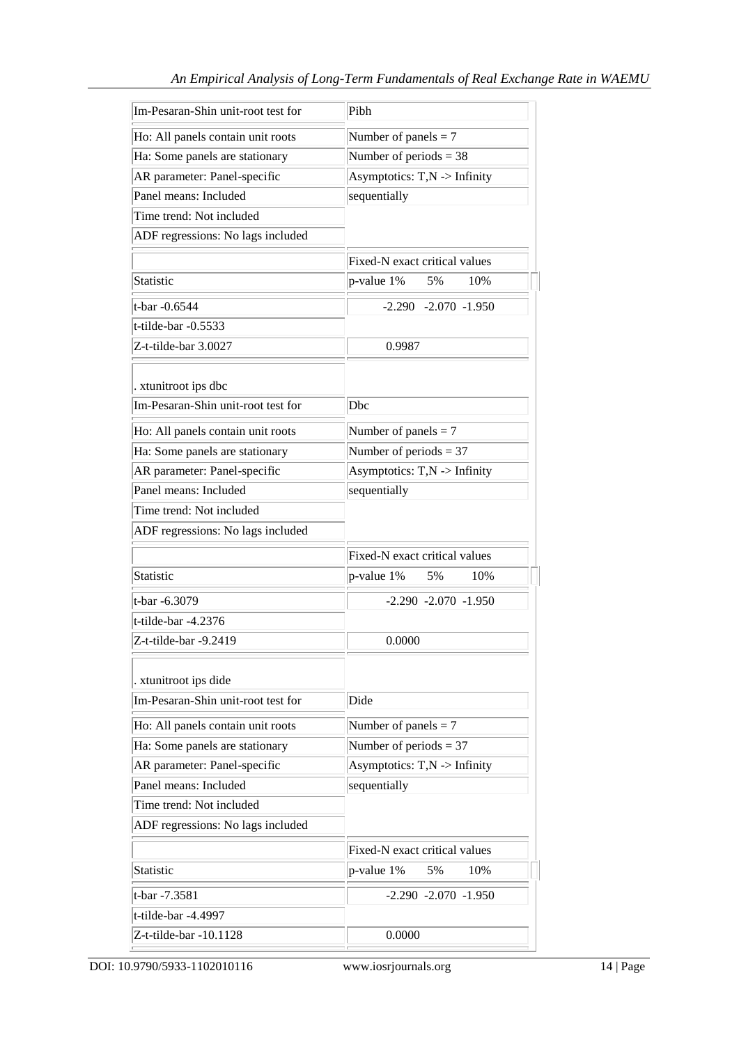| Im-Pesaran-Shin unit-root test for | Pibh |
|---|---|
| Ho: All panels contain unit roots | Number of panels = 7 |
| Ha: Some panels are stationary | Number of periods = 38 |
| AR parameter: Panel-specific | Asymptotics: T,N -> Infinity |
| Panel means: Included | sequentially |
| Time trend: Not included | |
| ADF regressions: No lags included | |
| | Fixed-N exact critical values |
| Statistic | p-value 1% 5% 10% |
| t-bar -0.6544 | -2.290 -2.070 -1.950 |
| t-tilde-bar -0.5533 | |
| Z-t-tilde-bar 3.0027 | 0.9987 |

. xtunitroot ips dbc

| Im-Pesaran-Shin unit-root test for | Dbc |
|---|---|
| Ho: All panels contain unit roots | Number of panels = 7 |
| Ha: Some panels are stationary | Number of periods = 37 |
| AR parameter: Panel-specific | Asymptotics: T,N -> Infinity |
| Panel means: Included | sequentially |
| Time trend: Not included | |
| ADF regressions: No lags included | |
| | Fixed-N exact critical values |
| Statistic | p-value 1% 5% 10% |
| t-bar -6.3079 | -2.290 -2.070 -1.950 |
| t-tilde-bar -4.2376 | |
| Z-t-tilde-bar -9.2419 | 0.0000 |

. xtunitroot ips dide

| Im-Pesaran-Shin unit-root test for | Dide |
|---|---|
| Ho: All panels contain unit roots | Number of panels = 7 |
| Ha: Some panels are stationary | Number of periods = 37 |
| AR parameter: Panel-specific | Asymptotics: T,N -> Infinity |
| Panel means: Included | sequentially |
| Time trend: Not included | |
| ADF regressions: No lags included | |
| | Fixed-N exact critical values |
| Statistic | p-value 1% 5% 10% |
| t-bar -7.3581 | -2.290 -2.070 -1.950 |
| t-tilde-bar -4.4997 | |
| Z-t-tilde-bar -10.1128 | 0.0000 |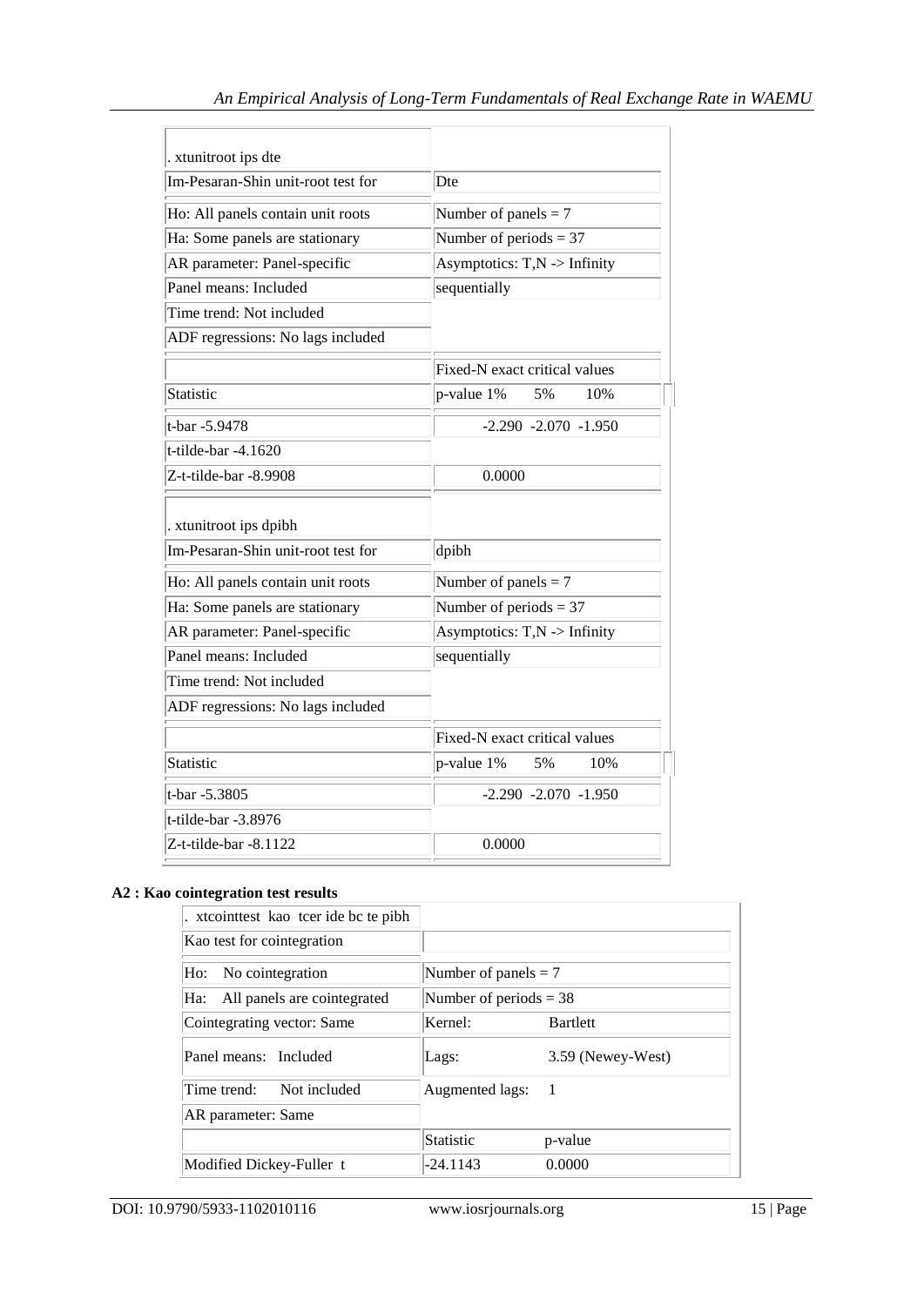| . xtunitroot ips dte | |
|---|---|
| Im-Pesaran-Shin unit-root test for | Dte |
| Ho: All panels contain unit roots | Number of panels = 7 |
| Ha: Some panels are stationary | Number of periods = 37 |
| AR parameter: Panel-specific | Asymptotics: T,N -> Infinity |
| Panel means: Included | sequentially |
| Time trend: Not included | |
| ADF regressions: No lags included | |
| | Fixed-N exact critical values |
| Statistic | p-value 1% 5% 10% |
| t-bar -5.9478 | -2.290 -2.070 -1.950 |
| t-tilde-bar -4.1620 | |
| Z-t-tilde-bar -8.9908 | 0.0000 |

| . xtunitroot ips dpibh | |
|---|---|
| Im-Pesaran-Shin unit-root test for | dpibh |
| Ho: All panels contain unit roots | Number of panels = 7 |
| Ha: Some panels are stationary | Number of periods = 37 |
| AR parameter: Panel-specific | Asymptotics: T,N -> Infinity |
| Panel means: Included | sequentially |
| Time trend: Not included | |
| ADF regressions: No lags included | |
| | Fixed-N exact critical values |
| Statistic | p-value 1% 5% 10% |
| t-bar -5.3805 | -2.290 -2.070 -1.950 |
| t-tilde-bar -3.8976 | |
| Z-t-tilde-bar -8.1122 | 0.0000 |

**A2 : Kao cointegration test results**

| . xtcointtest kao tcer ide bc te pibh | | |
|---|---|---|
| Kao test for cointegration | | |
| Ho: No cointegration | Number of panels = 7 | |
| Ha: All panels are cointegrated | Number of periods = 38 | |
| Cointegrating vector: Same | Kernel: | Bartlett |
| Panel means: Included | Lags: | 3.59 (Newey-West) |
| Time trend: Not included | Augmented lags: | 1 |
| AR parameter: Same | | |
| | Statistic | p-value |
| Modified Dickey-Fuller t | -24.1143 | 0.0000 |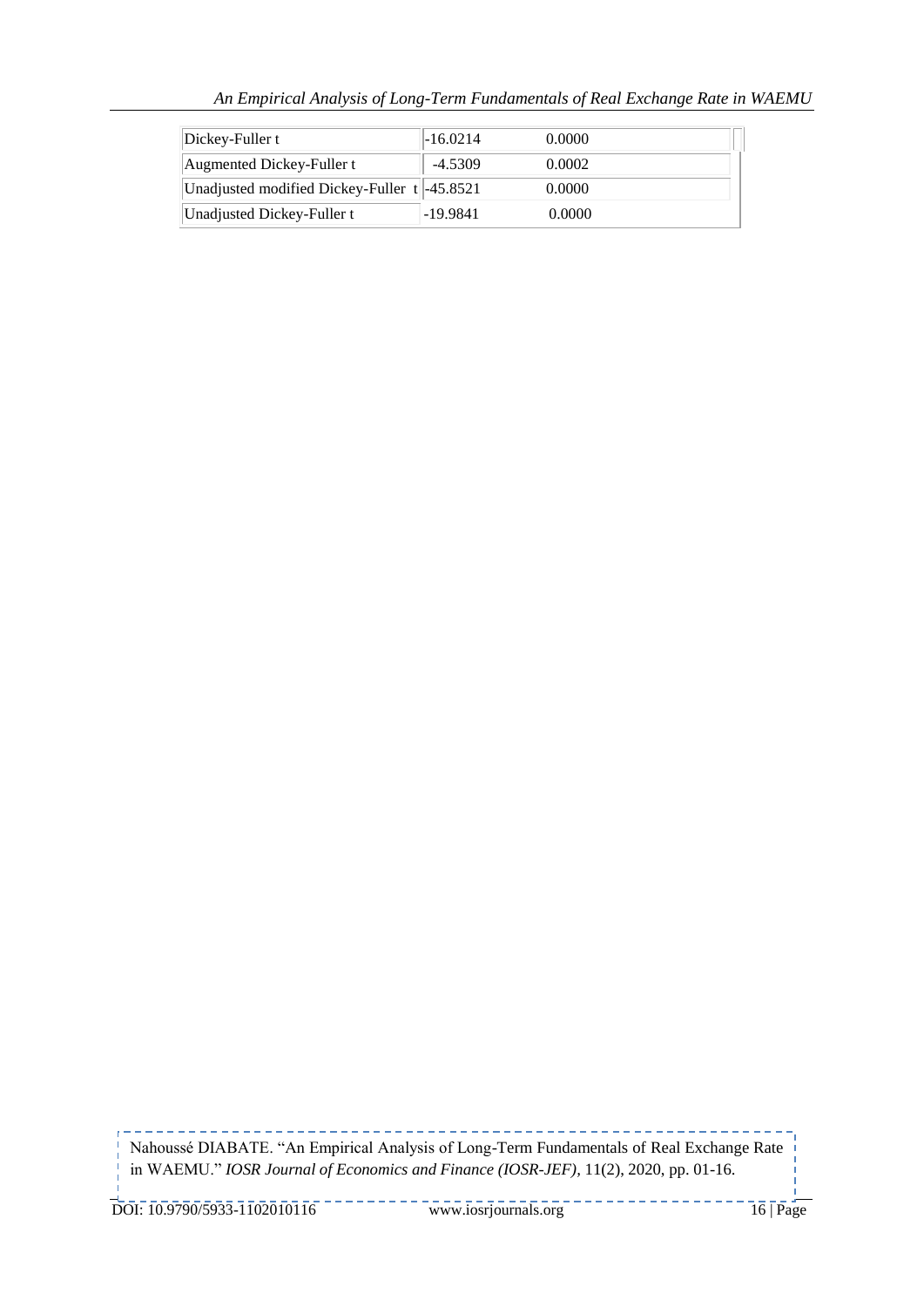| | | |
|---|---|---|
| Dickey-Fuller t | -16.0214 | 0.0000 |
| Augmented Dickey-Fuller t | -4.5309 | 0.0002 |
| Unadjusted modified Dickey-Fuller t | -45.8521 | 0.0000 |
| Unadjusted Dickey-Fuller t | -19.9841 | 0.0000 |

Nahoussé DIABATE. "An Empirical Analysis of Long-Term Fundamentals of Real Exchange Rate in WAEMU." *IOSR Journal of Economics and Finance (IOSR-JEF)*, 11(2), 2020, pp. 01-16.